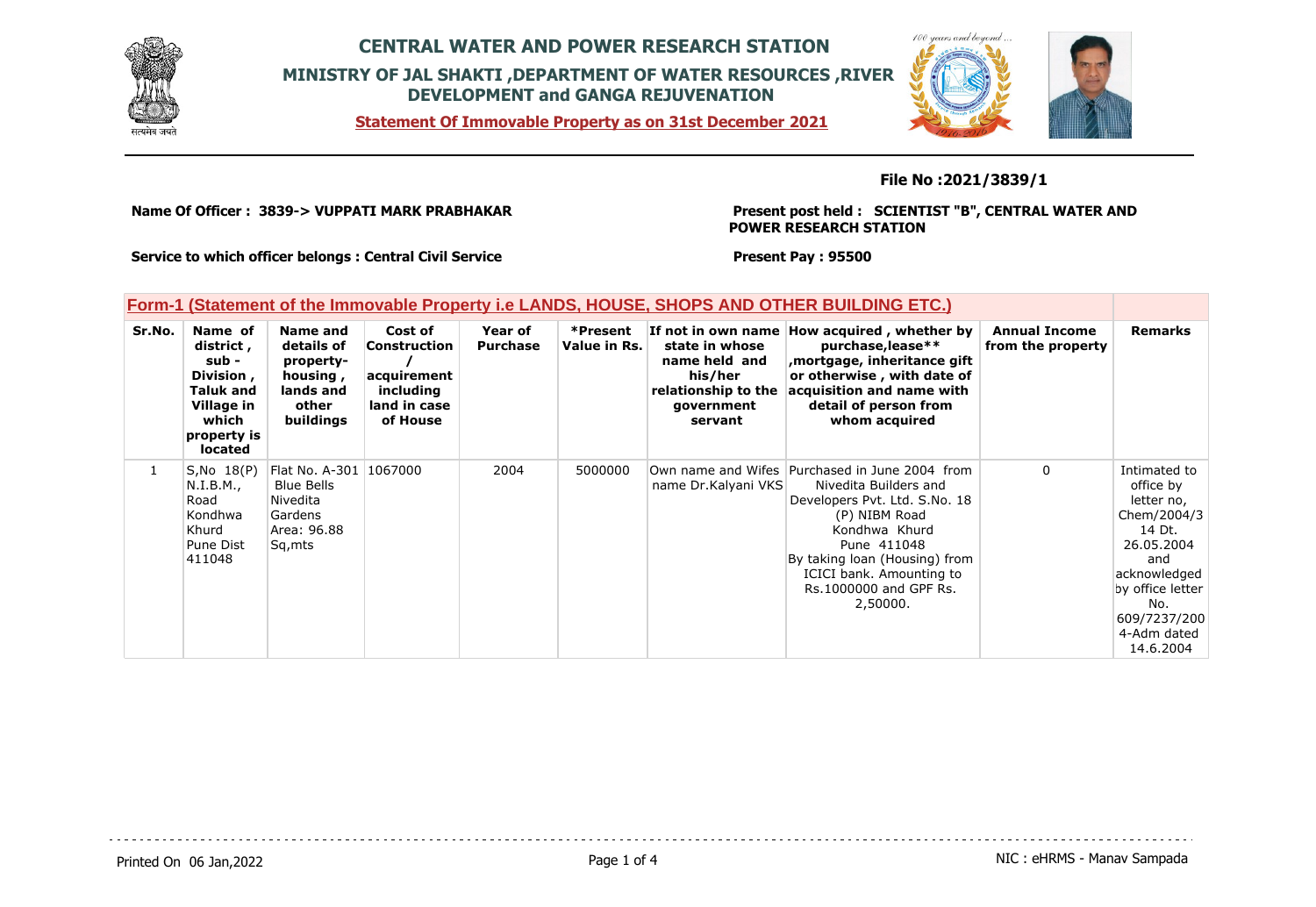# CENTRAL WATER AND POWER RESEARCH STATION

## MINISTRY OF JAL SHAKTI ,DEPARTMENT OF WATER RESOURCES ,RIVER DEVELOPMENT and GANGA REJUVENATION

**Statement Of Immovable Property as on 31st December 2021**

**File No :2021/3839/1**

**Name Of Officer : 3839-> VUPPATI MARK PRABHAKAR**

**Present post held : SCIENTIST "B", CENTRAL WATER AND POWER RESEARCH STATION**

**Service to which officer belongs : Central Civil Service**

**Present Pay : 95500**

### Form-1 (Statement of the Immovable Property i.e LANDS, HOUSE, SHOPS AND OTHER BUILDING ETC.)

| Sr.No. | Name of district , sub - Division , Taluk and Village in which property is located | Name and details of property- housing , lands and other buildings | Cost of Construction / acquirement including land in case of House | Year of Purchase | *Present Value in Rs. | If not in own name state in whose name held and his/her relationship to the government servant | How acquired , whether by purchase,lease** ,mortgage, inheritance gift or otherwise , with date of acquisition and name with detail of person from whom acquired | Annual Income from the property | Remarks |
|---|---|---|---|---|---|---|---|---|---|
| 1 | S,No 18(P) N.I.B.M., Road Kondhwa Khurd Pune Dist 411048 | Flat No. A-301 Blue Bells Nivedita Gardens Area: 96.88 Sq,mts | 1067000 | 2004 | 5000000 | Own name and Wifes name Dr.Kalyani VKS | Purchased in June 2004 from Nivedita Builders and Developers Pvt. Ltd. S.No. 18 (P) NIBM Road Kondhwa Khurd Pune 411048 By taking loan (Housing) from ICICI bank. Amounting to Rs.1000000 and GPF Rs. 2,50000. | 0 | Intimated to office by letter no, Chem/2004/314 Dt. 26.05.2004 and acknowledged by office letter No. 609/7237/2004-Adm dated 14.6.2004 |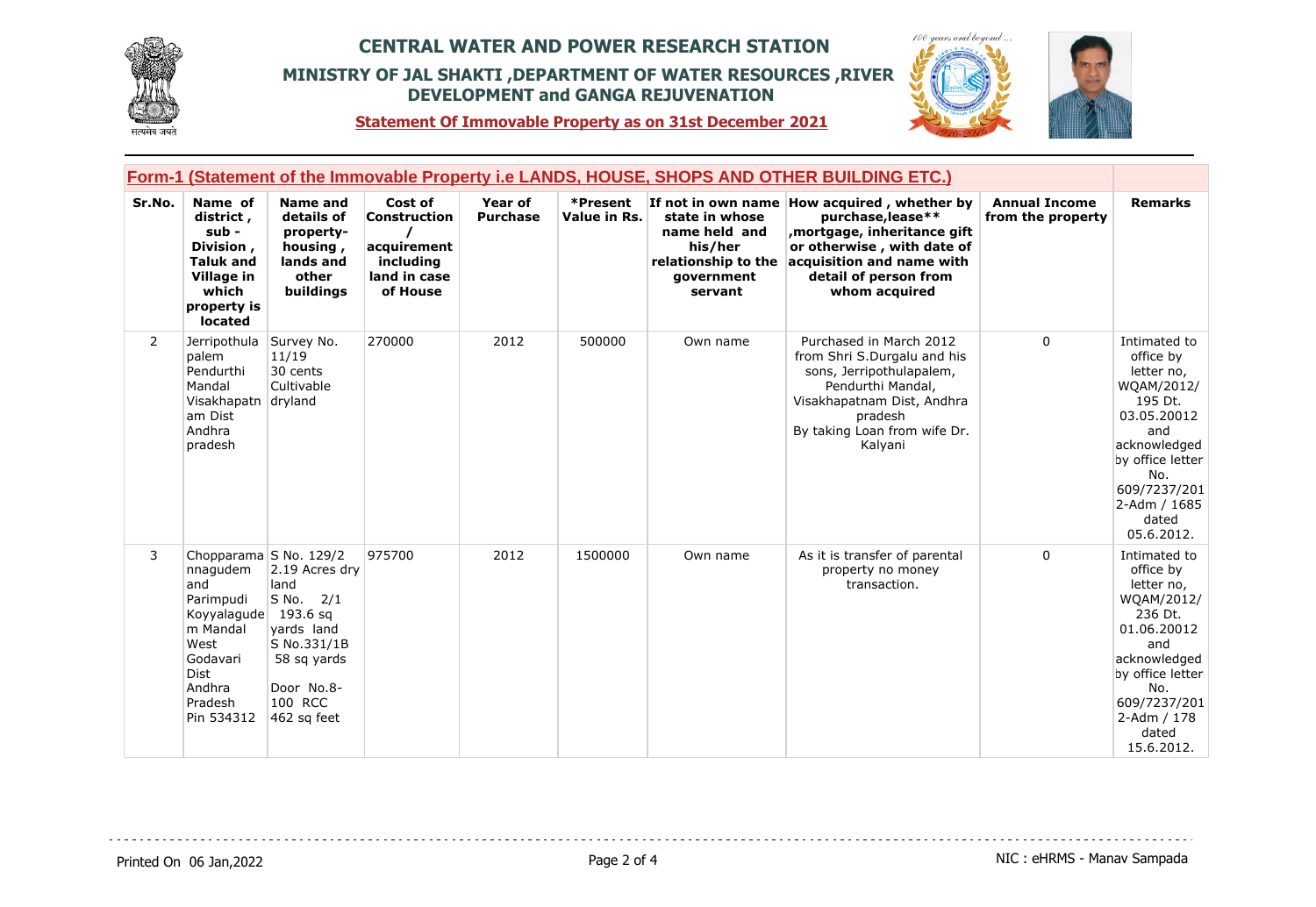# CENTRAL WATER AND POWER RESEARCH STATION

## MINISTRY OF JAL SHAKTI ,DEPARTMENT OF WATER RESOURCES ,RIVER DEVELOPMENT and GANGA REJUVENATION

**Statement Of Immovable Property as on 31st December 2021**

### Form-1 (Statement of the Immovable Property i.e LANDS, HOUSE, SHOPS AND OTHER BUILDING ETC.)

| Sr.No. | Name of district , sub - Division , Taluk and Village in which property is located | Name and details of property- housing , lands and other buildings | Cost of Construction / acquirement including land in case of House | Year of Purchase | *Present Value in Rs. | If not in own name state in whose name held and his/her relationship to the government servant | How acquired , whether by purchase,lease** ,mortgage, inheritance gift or otherwise , with date of acquisition and name with detail of person from whom acquired | Annual Income from the property | Remarks |
|---|---|---|---|---|---|---|---|---|---|
| 2 | Jerripothula palem Pendurthi Mandal Visakhapatnam Dist Andhra pradesh | Survey No. 11/19 30 cents Cultivable dryland | 270000 | 2012 | 500000 | Own name | Purchased in March 2012 from Shri S.Durgalu and his sons, Jerripothulapalem, Pendurthi Mandal, Visakhapatnam Dist, Andhra pradesh By taking Loan from wife Dr. Kalyani | 0 | Intimated to office by letter no, WQAM/2012/ 195 Dt. 03.05.20012 and acknowledged by office letter No. 609/7237/2012-Adm / 1685 dated 05.6.2012. |
| 3 | Chopparamannagudem and Parimpudi Koyyalagudem Mandal West Godavari Dist Andhra Pradesh Pin 534312 | S No. 129/2 2.19 Acres dry land S No. 2/1 193.6 sq yards land S No.331/1B 58 sq yards Door No.8-100 RCC 462 sq feet | 975700 | 2012 | 1500000 | Own name | As it is transfer of parental property no money transaction. | 0 | Intimated to office by letter no, WQAM/2012/ 236 Dt. 01.06.20012 and acknowledged by office letter No. 609/7237/2012-Adm / 178 dated 15.6.2012. |

Printed On 06 Jan,2022

NIC : eHRMS - Manav Sampada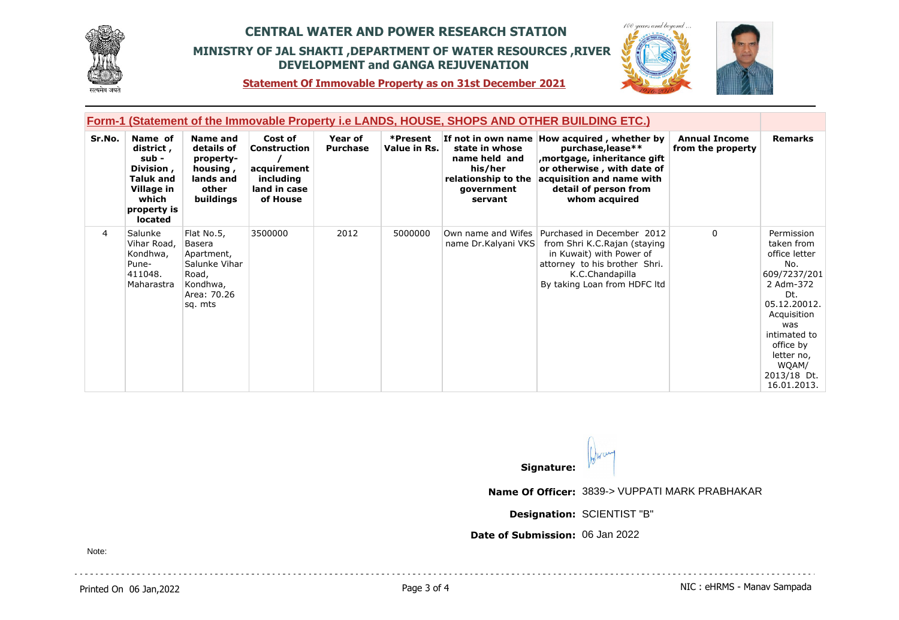# CENTRAL WATER AND POWER RESEARCH STATION

## MINISTRY OF JAL SHAKTI ,DEPARTMENT OF WATER RESOURCES ,RIVER DEVELOPMENT and GANGA REJUVENATION

**Statement Of Immovable Property as on 31st December 2021**

### Form-1 (Statement of the Immovable Property i.e LANDS, HOUSE, SHOPS AND OTHER BUILDING ETC.)

| Sr.No. | Name of district , sub - Division , Taluk and Village in which property is located | Name and details of property- housing , lands and other buildings | Cost of Construction / acquirement including land in case of House | Year of Purchase | *Present Value in Rs. | If not in own name state in whose name held and his/her relationship to the government servant | How acquired , whether by purchase,lease** ,mortgage, inheritance gift or otherwise , with date of acquisition and name with detail of person from whom acquired | Annual Income from the property | Remarks |
|---|---|---|---|---|---|---|---|---|---|
| 4 | Salunke Vihar Road, Kondhwa, Pune- 411048. Maharastra | Flat No.5, Basera Apartment, Salunke Vihar Road, Kondhwa, Area: 70.26 sq. mts | 3500000 | 2012 | 5000000 | Own name and Wifes name Dr.Kalyani VKS | Purchased in December 2012 from Shri K.C.Rajan (staying in Kuwait) with Power of attorney to his brother Shri. K.C.Chandapilla By taking Loan from HDFC ltd | 0 | Permission taken from office letter No. 609/7237/2012 Adm-372 Dt. 05.12.20012. Acquisition was intimated to office by letter no, WQAM/ 2013/18 Dt. 16.01.2013. |

**Signature:**

**Name Of Officer:** 3839-> VUPPATI MARK PRABHAKAR

**Designation:** SCIENTIST "B"

**Date of Submission:** 06 Jan 2022

Note: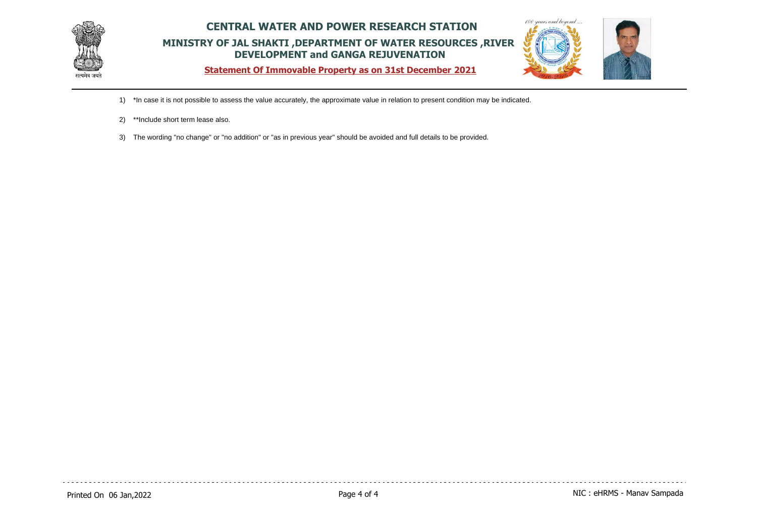1) *In case it is not possible to assess the value accurately, the approximate value in relation to present condition may be indicated.

2) **Include short term lease also.

3) The wording "no change" or "no addition" or "as in previous year" should be avoided and full details to be provided.